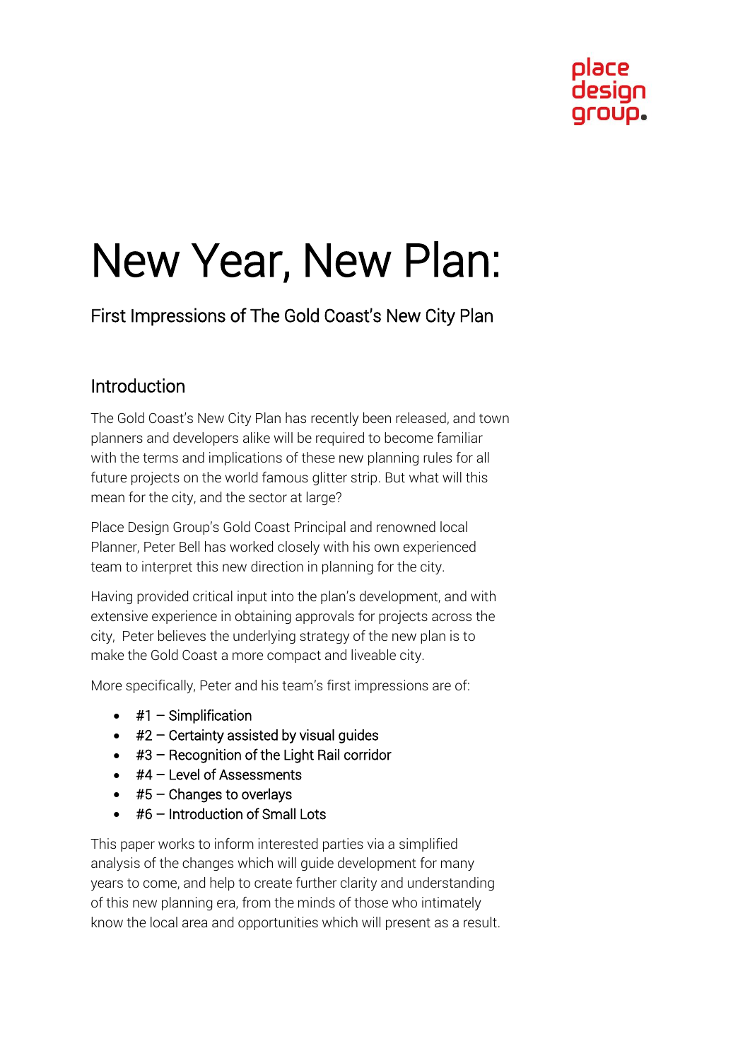place
design
group.

# New Year, New Plan:

## First Impressions of The Gold Coast's New City Plan

### Introduction

The Gold Coast's New City Plan has recently been released, and town planners and developers alike will be required to become familiar with the terms and implications of these new planning rules for all future projects on the world famous glitter strip. But what will this mean for the city, and the sector at large?

Place Design Group's Gold Coast Principal and renowned local Planner, Peter Bell has worked closely with his own experienced team to interpret this new direction in planning for the city.

Having provided critical input into the plan's development, and with extensive experience in obtaining approvals for projects across the city, Peter believes the underlying strategy of the new plan is to make the Gold Coast a more compact and liveable city.

More specifically, Peter and his team's first impressions are of:

- #1 – Simplification
- #2 – Certainty assisted by visual guides
- #3 – Recognition of the Light Rail corridor
- #4 – Level of Assessments
- #5 – Changes to overlays
- #6 – Introduction of Small Lots

This paper works to inform interested parties via a simplified analysis of the changes which will guide development for many years to come, and help to create further clarity and understanding of this new planning era, from the minds of those who intimately know the local area and opportunities which will present as a result.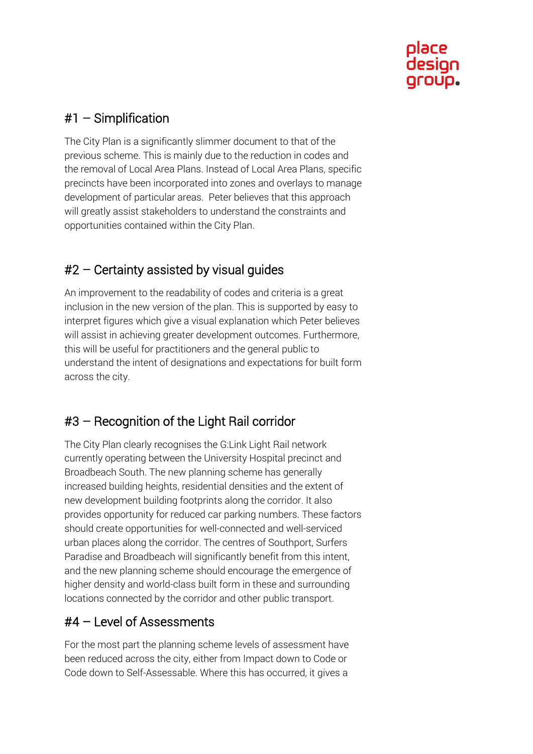## #1 – Simplification

The City Plan is a significantly slimmer document to that of the previous scheme. This is mainly due to the reduction in codes and the removal of Local Area Plans. Instead of Local Area Plans, specific precincts have been incorporated into zones and overlays to manage development of particular areas. Peter believes that this approach will greatly assist stakeholders to understand the constraints and opportunities contained within the City Plan.

## #2 – Certainty assisted by visual guides

An improvement to the readability of codes and criteria is a great inclusion in the new version of the plan. This is supported by easy to interpret figures which give a visual explanation which Peter believes will assist in achieving greater development outcomes. Furthermore, this will be useful for practitioners and the general public to understand the intent of designations and expectations for built form across the city.

## #3 – Recognition of the Light Rail corridor

The City Plan clearly recognises the G:Link Light Rail network currently operating between the University Hospital precinct and Broadbeach South. The new planning scheme has generally increased building heights, residential densities and the extent of new development building footprints along the corridor. It also provides opportunity for reduced car parking numbers. These factors should create opportunities for well-connected and well-serviced urban places along the corridor. The centres of Southport, Surfers Paradise and Broadbeach will significantly benefit from this intent, and the new planning scheme should encourage the emergence of higher density and world-class built form in these and surrounding locations connected by the corridor and other public transport.

## #4 – Level of Assessments

For the most part the planning scheme levels of assessment have been reduced across the city, either from Impact down to Code or Code down to Self-Assessable. Where this has occurred, it gives a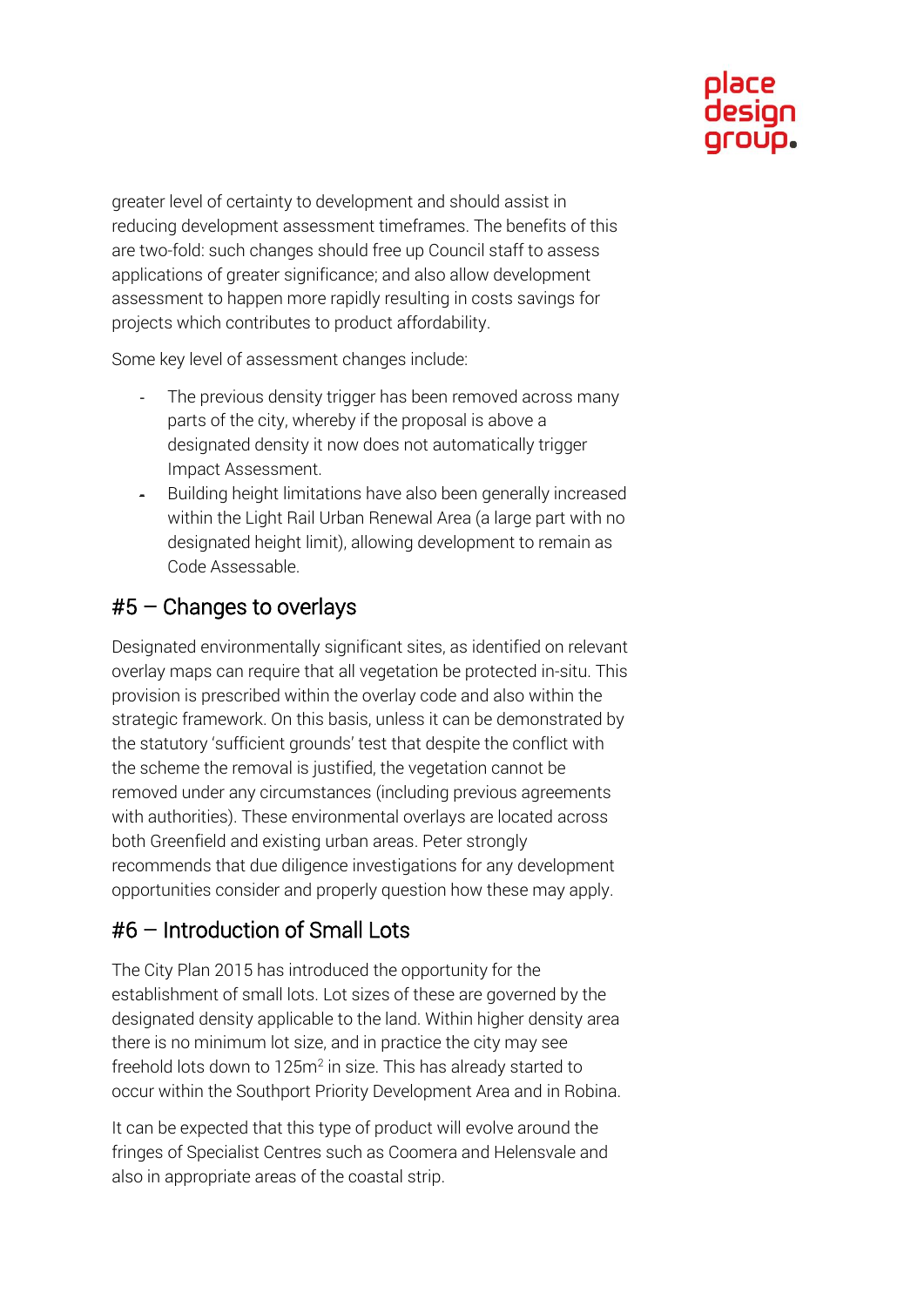greater level of certainty to development and should assist in reducing development assessment timeframes. The benefits of this are two-fold: such changes should free up Council staff to assess applications of greater significance; and also allow development assessment to happen more rapidly resulting in costs savings for projects which contributes to product affordability.

Some key level of assessment changes include:

- The previous density trigger has been removed across many parts of the city, whereby if the proposal is above a designated density it now does not automatically trigger Impact Assessment.
- Building height limitations have also been generally increased within the Light Rail Urban Renewal Area (a large part with no designated height limit), allowing development to remain as Code Assessable.

## #5 – Changes to overlays

Designated environmentally significant sites, as identified on relevant overlay maps can require that all vegetation be protected in-situ. This provision is prescribed within the overlay code and also within the strategic framework. On this basis, unless it can be demonstrated by the statutory 'sufficient grounds' test that despite the conflict with the scheme the removal is justified, the vegetation cannot be removed under any circumstances (including previous agreements with authorities). These environmental overlays are located across both Greenfield and existing urban areas. Peter strongly recommends that due diligence investigations for any development opportunities consider and properly question how these may apply.

## #6 – Introduction of Small Lots

The City Plan 2015 has introduced the opportunity for the establishment of small lots. Lot sizes of these are governed by the designated density applicable to the land. Within higher density area there is no minimum lot size, and in practice the city may see freehold lots down to 125m$^2$ in size. This has already started to occur within the Southport Priority Development Area and in Robina.

It can be expected that this type of product will evolve around the fringes of Specialist Centres such as Coomera and Helensvale and also in appropriate areas of the coastal strip.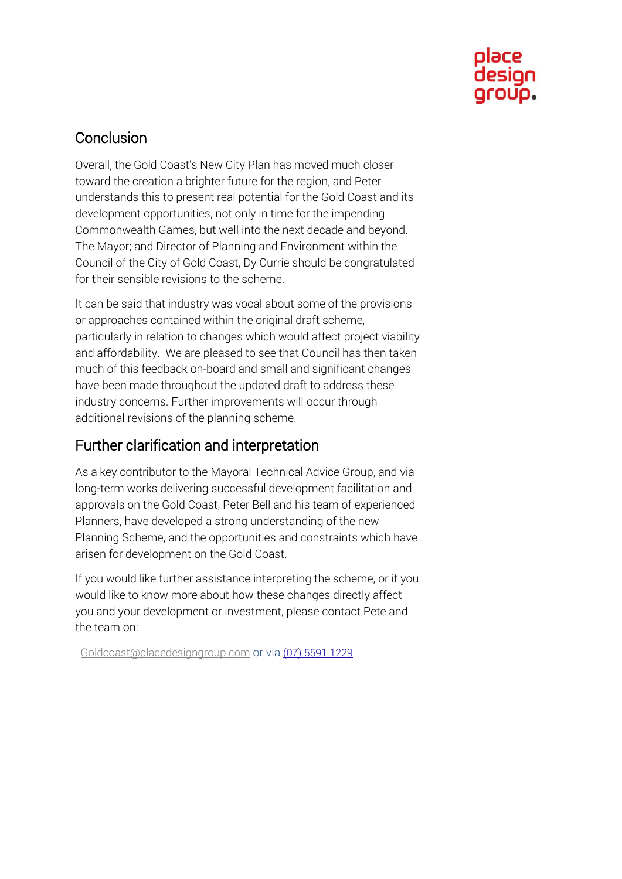## Conclusion

Overall, the Gold Coast's New City Plan has moved much closer toward the creation a brighter future for the region, and Peter understands this to present real potential for the Gold Coast and its development opportunities, not only in time for the impending Commonwealth Games, but well into the next decade and beyond. The Mayor; and Director of Planning and Environment within the Council of the City of Gold Coast, Dy Currie should be congratulated for their sensible revisions to the scheme.

It can be said that industry was vocal about some of the provisions or approaches contained within the original draft scheme, particularly in relation to changes which would affect project viability and affordability. We are pleased to see that Council has then taken much of this feedback on-board and small and significant changes have been made throughout the updated draft to address these industry concerns. Further improvements will occur through additional revisions of the planning scheme.

## Further clarification and interpretation

As a key contributor to the Mayoral Technical Advice Group, and via long-term works delivering successful development facilitation and approvals on the Gold Coast, Peter Bell and his team of experienced Planners, have developed a strong understanding of the new Planning Scheme, and the opportunities and constraints which have arisen for development on the Gold Coast.

If you would like further assistance interpreting the scheme, or if you would like to know more about how these changes directly affect you and your development or investment, please contact Pete and the team on:

Goldcoast@placedesigngroup.com or via (07) 5591 1229